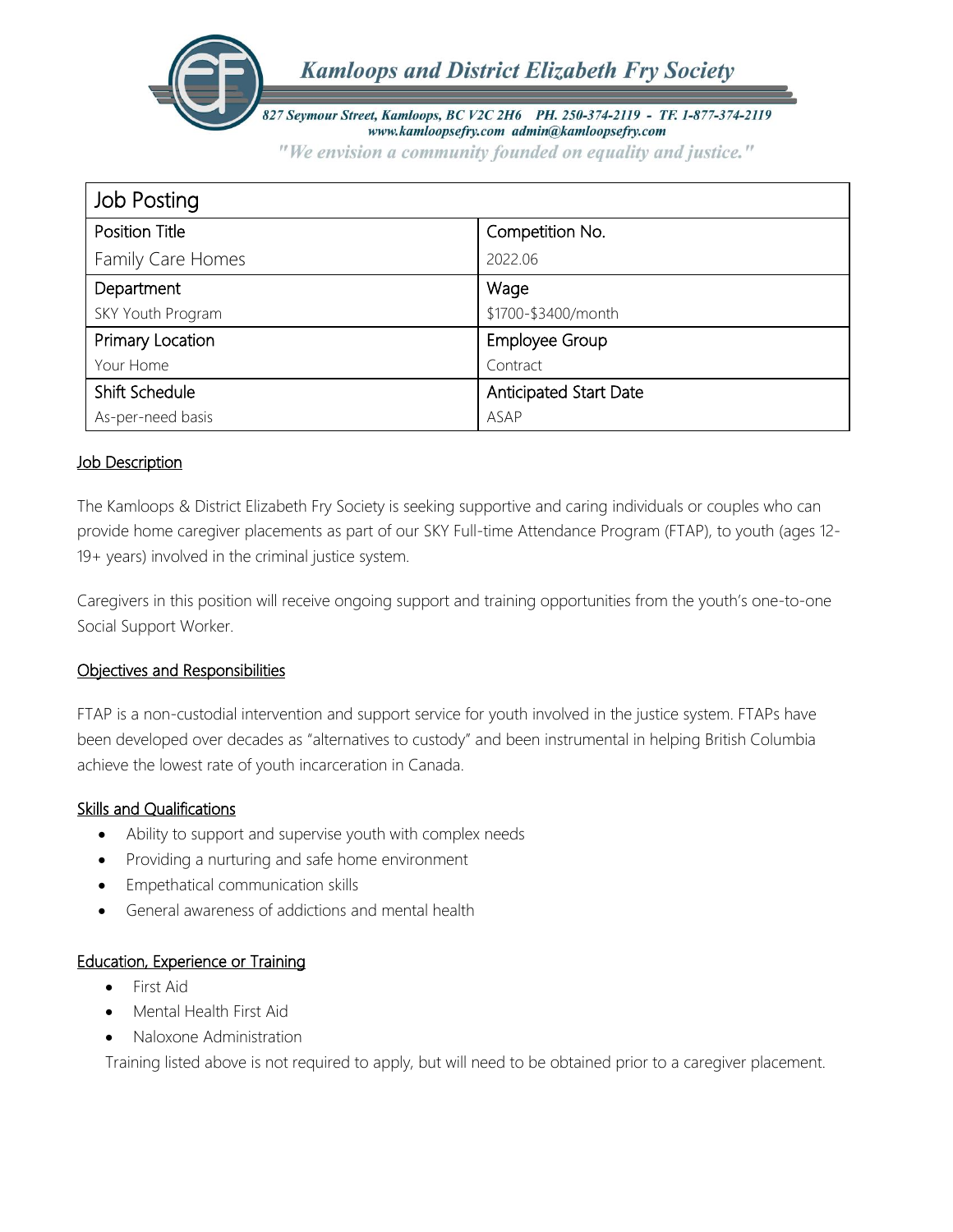# Kamloops and District Elizabeth Fry Society

827 Seymour Street, Kamloops, BC V2C 2H6 PH. 250-374-2119 - TF. 1-877-374-2119
www.kamloopsefry.com admin@kamloopsefry.com

*"We envision a community founded on equality and justice."*

| Job Posting | |
|---|---|
| Position Title<br>Family Care Homes | Competition No.<br>2022.06 |
| Department<br>SKY Youth Program | Wage<br>$1700-$3400/month |
| Primary Location<br>Your Home | Employee Group<br>Contract |
| Shift Schedule<br>As-per-need basis | Anticipated Start Date<br>ASAP |

## Job Description

The Kamloops & District Elizabeth Fry Society is seeking supportive and caring individuals or couples who can provide home caregiver placements as part of our SKY Full-time Attendance Program (FTAP), to youth (ages 12-19+ years) involved in the criminal justice system.

Caregivers in this position will receive ongoing support and training opportunities from the youth's one-to-one Social Support Worker.

## Objectives and Responsibilities

FTAP is a non-custodial intervention and support service for youth involved in the justice system. FTAPs have been developed over decades as "alternatives to custody" and been instrumental in helping British Columbia achieve the lowest rate of youth incarceration in Canada.

## Skills and Qualifications

- Ability to support and supervise youth with complex needs
- Providing a nurturing and safe home environment
- Empethatical communication skills
- General awareness of addictions and mental health

## Education, Experience or Training

- First Aid
- Mental Health First Aid
- Naloxone Administration

Training listed above is not required to apply, but will need to be obtained prior to a caregiver placement.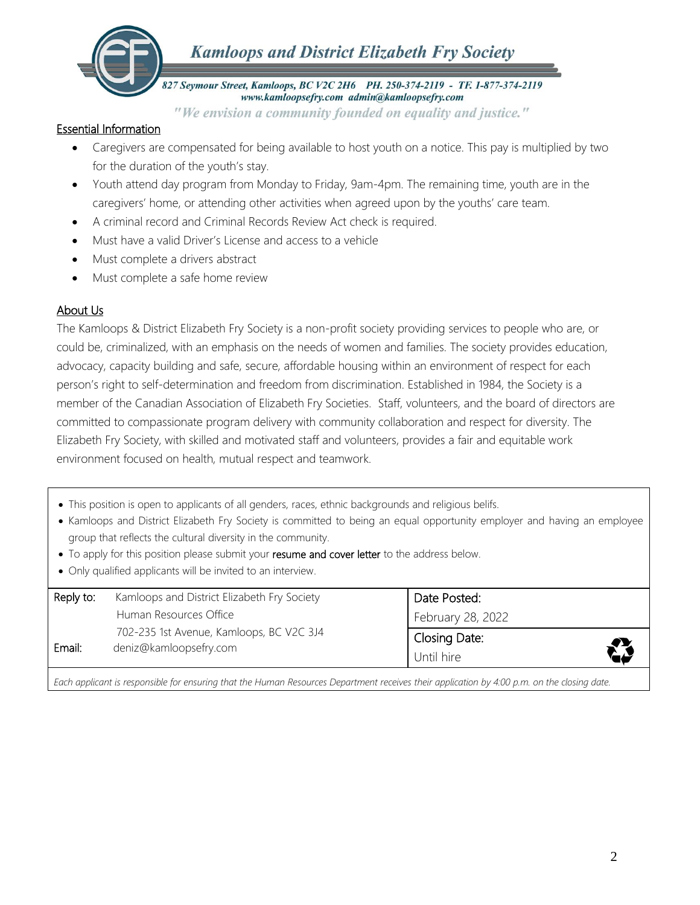## Essential Information

- Caregivers are compensated for being available to host youth on a notice. This pay is multiplied by two for the duration of the youth's stay.
- Youth attend day program from Monday to Friday, 9am-4pm. The remaining time, youth are in the caregivers' home, or attending other activities when agreed upon by the youths' care team.
- A criminal record and Criminal Records Review Act check is required.
- Must have a valid Driver's License and access to a vehicle
- Must complete a drivers abstract
- Must complete a safe home review

## About Us

The Kamloops & District Elizabeth Fry Society is a non-profit society providing services to people who are, or could be, criminalized, with an emphasis on the needs of women and families. The society provides education, advocacy, capacity building and safe, secure, affordable housing within an environment of respect for each person's right to self-determination and freedom from discrimination. Established in 1984, the Society is a member of the Canadian Association of Elizabeth Fry Societies. Staff, volunteers, and the board of directors are committed to compassionate program delivery with community collaboration and respect for diversity. The Elizabeth Fry Society, with skilled and motivated staff and volunteers, provides a fair and equitable work environment focused on health, mutual respect and teamwork.

- This position is open to applicants of all genders, races, ethnic backgrounds and religious belifs.
- Kamloops and District Elizabeth Fry Society is committed to being an equal opportunity employer and having an employee group that reflects the cultural diversity in the community.
- To apply for this position please submit your **resume and cover letter** to the address below.
- Only qualified applicants will be invited to an interview.

| | | |
|---|---|---|
| Reply to: | Kamloops and District Elizabeth Fry Society<br>Human Resources Office<br>702-235 1st Avenue, Kamloops, BC V2C 3J4 | Date Posted:<br>February 28, 2022 |
| Email: | deniz@kamloopsefry.com | Closing Date:<br>Until hire |

*Each applicant is responsible for ensuring that the Human Resources Department receives their application by 4:00 p.m. on the closing date.*